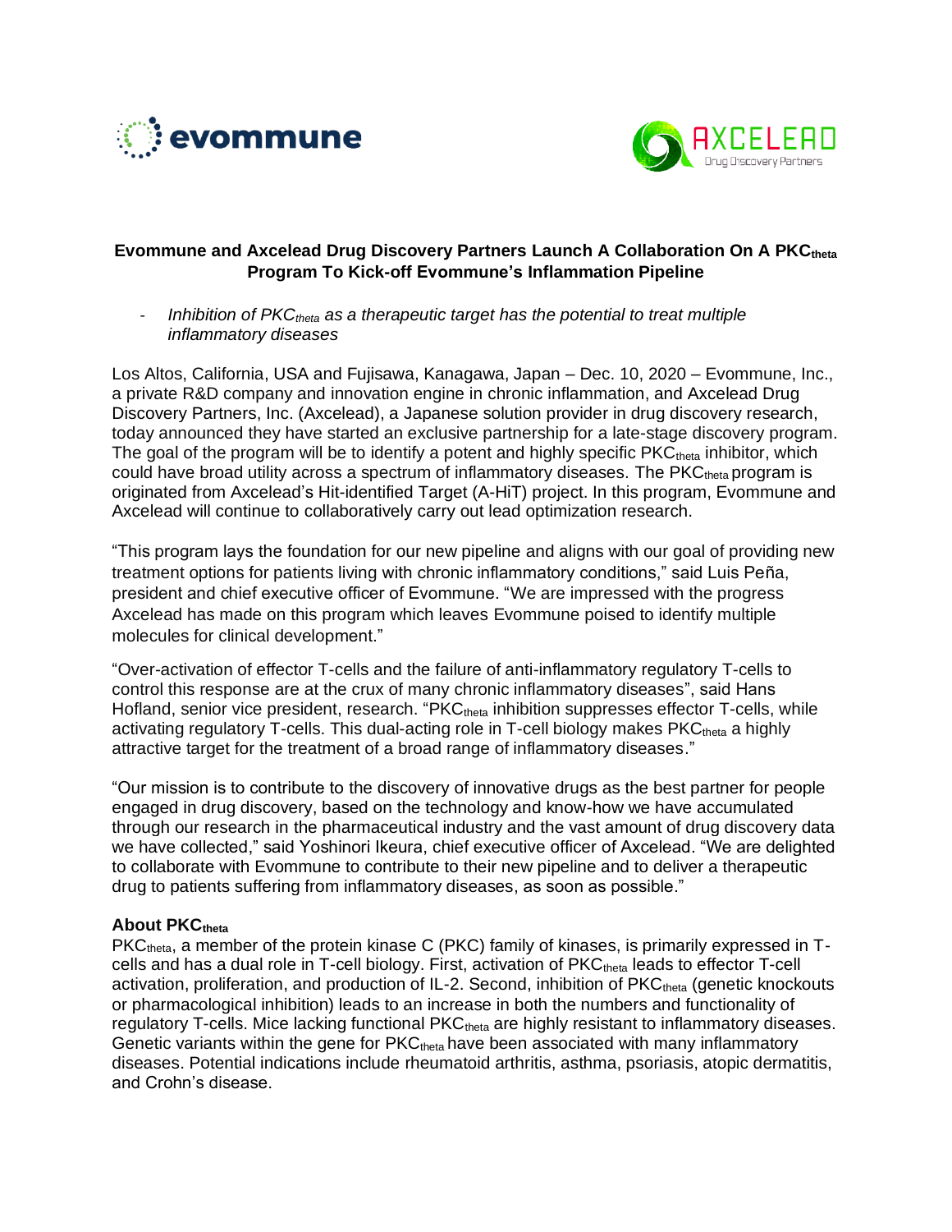# Evommune and Axcelead Drug Discovery Partners Launch A Collaboration On A $\text{PKC}_{\text{theta}}$ Program To Kick-off Evommune's Inflammation Pipeline

- *Inhibition of $\text{PKC}_{\text{theta}}$ as a therapeutic target has the potential to treat multiple inflammatory diseases*

Los Altos, California, USA and Fujisawa, Kanagawa, Japan – Dec. 10, 2020 – Evommune, Inc., a private R&D company and innovation engine in chronic inflammation, and Axcelead Drug Discovery Partners, Inc. (Axcelead), a Japanese solution provider in drug discovery research, today announced they have started an exclusive partnership for a late-stage discovery program. The goal of the program will be to identify a potent and highly specific $\text{PKC}_{\text{theta}}$ inhibitor, which could have broad utility across a spectrum of inflammatory diseases. The $\text{PKC}_{\text{theta}}$ program is originated from Axcelead's Hit-identified Target (A-HiT) project. In this program, Evommune and Axcelead will continue to collaboratively carry out lead optimization research.

"This program lays the foundation for our new pipeline and aligns with our goal of providing new treatment options for patients living with chronic inflammatory conditions," said Luis Peña, president and chief executive officer of Evommune. "We are impressed with the progress Axcelead has made on this program which leaves Evommune poised to identify multiple molecules for clinical development."

"Over-activation of effector T-cells and the failure of anti-inflammatory regulatory T-cells to control this response are at the crux of many chronic inflammatory diseases", said Hans Hofland, senior vice president, research. "$\text{PKC}_{\text{theta}}$ inhibition suppresses effector T-cells, while activating regulatory T-cells. This dual-acting role in T-cell biology makes $\text{PKC}_{\text{theta}}$ a highly attractive target for the treatment of a broad range of inflammatory diseases."

"Our mission is to contribute to the discovery of innovative drugs as the best partner for people engaged in drug discovery, based on the technology and know-how we have accumulated through our research in the pharmaceutical industry and the vast amount of drug discovery data we have collected," said Yoshinori Ikeura, chief executive officer of Axcelead. "We are delighted to collaborate with Evommune to contribute to their new pipeline and to deliver a therapeutic drug to patients suffering from inflammatory diseases, as soon as possible."

**About $\text{PKC}_{\text{theta}}$**

$\text{PKC}_{\text{theta}}$, a member of the protein kinase C (PKC) family of kinases, is primarily expressed in T-cells and has a dual role in T-cell biology. First, activation of $\text{PKC}_{\text{theta}}$ leads to effector T-cell activation, proliferation, and production of IL-2. Second, inhibition of $\text{PKC}_{\text{theta}}$ (genetic knockouts or pharmacological inhibition) leads to an increase in both the numbers and functionality of regulatory T-cells. Mice lacking functional $\text{PKC}_{\text{theta}}$ are highly resistant to inflammatory diseases. Genetic variants within the gene for $\text{PKC}_{\text{theta}}$ have been associated with many inflammatory diseases. Potential indications include rheumatoid arthritis, asthma, psoriasis, atopic dermatitis, and Crohn's disease.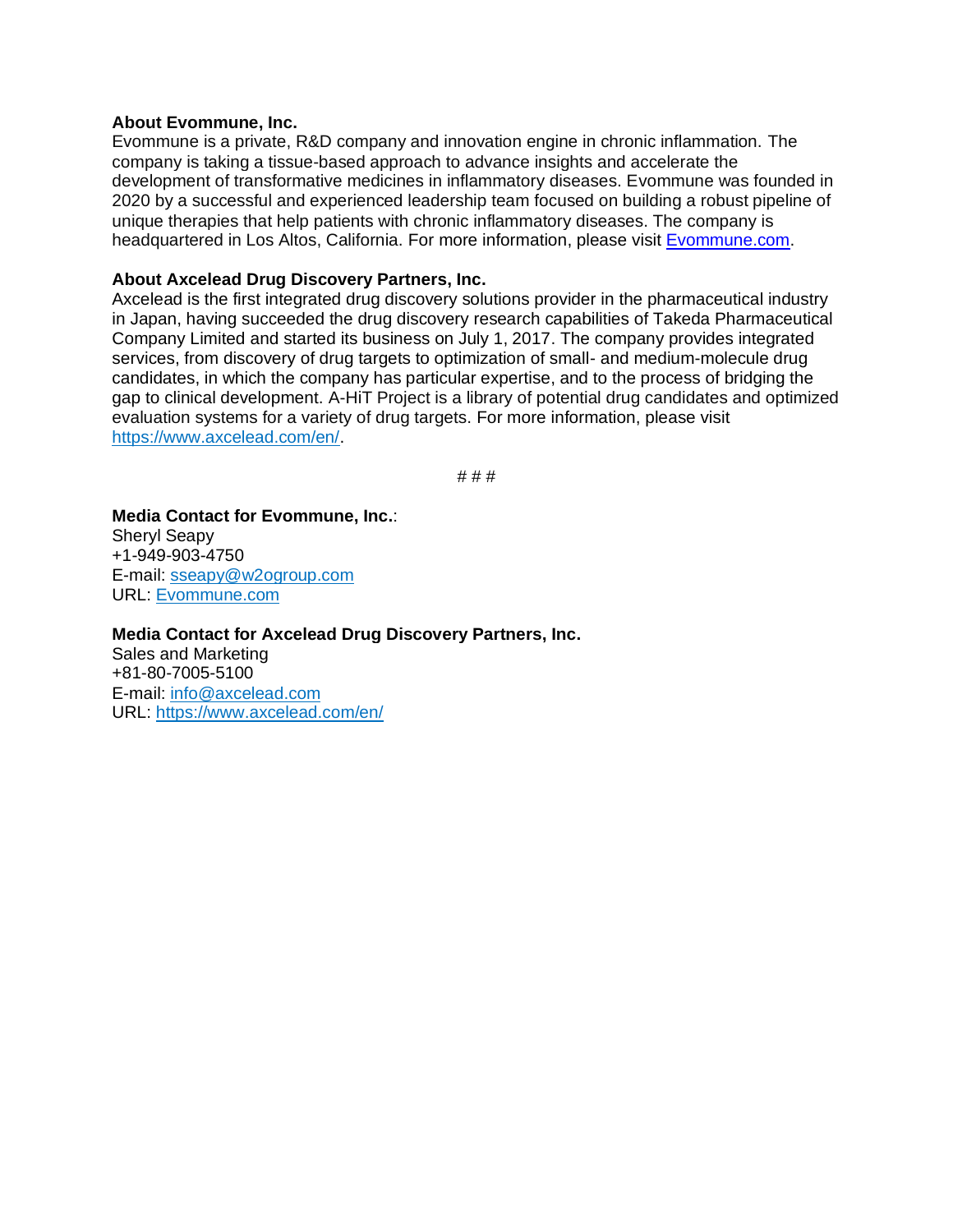**About Evommune, Inc.**
Evommune is a private, R&D company and innovation engine in chronic inflammation. The company is taking a tissue-based approach to advance insights and accelerate the development of transformative medicines in inflammatory diseases. Evommune was founded in 2020 by a successful and experienced leadership team focused on building a robust pipeline of unique therapies that help patients with chronic inflammatory diseases. The company is headquartered in Los Altos, California. For more information, please visit Evommune.com.

**About Axcelead Drug Discovery Partners, Inc.**
Axcelead is the first integrated drug discovery solutions provider in the pharmaceutical industry in Japan, having succeeded the drug discovery research capabilities of Takeda Pharmaceutical Company Limited and started its business on July 1, 2017. The company provides integrated services, from discovery of drug targets to optimization of small- and medium-molecule drug candidates, in which the company has particular expertise, and to the process of bridging the gap to clinical development. A-HiT Project is a library of potential drug candidates and optimized evaluation systems for a variety of drug targets. For more information, please visit https://www.axcelead.com/en/.

# # #

**Media Contact for Evommune, Inc.**:
Sheryl Seapy
+1-949-903-4750
E-mail: sseapy@w2ogroup.com
URL: Evommune.com

**Media Contact for Axcelead Drug Discovery Partners, Inc.**
Sales and Marketing
+81-80-7005-5100
E-mail: info@axcelead.com
URL: https://www.axcelead.com/en/